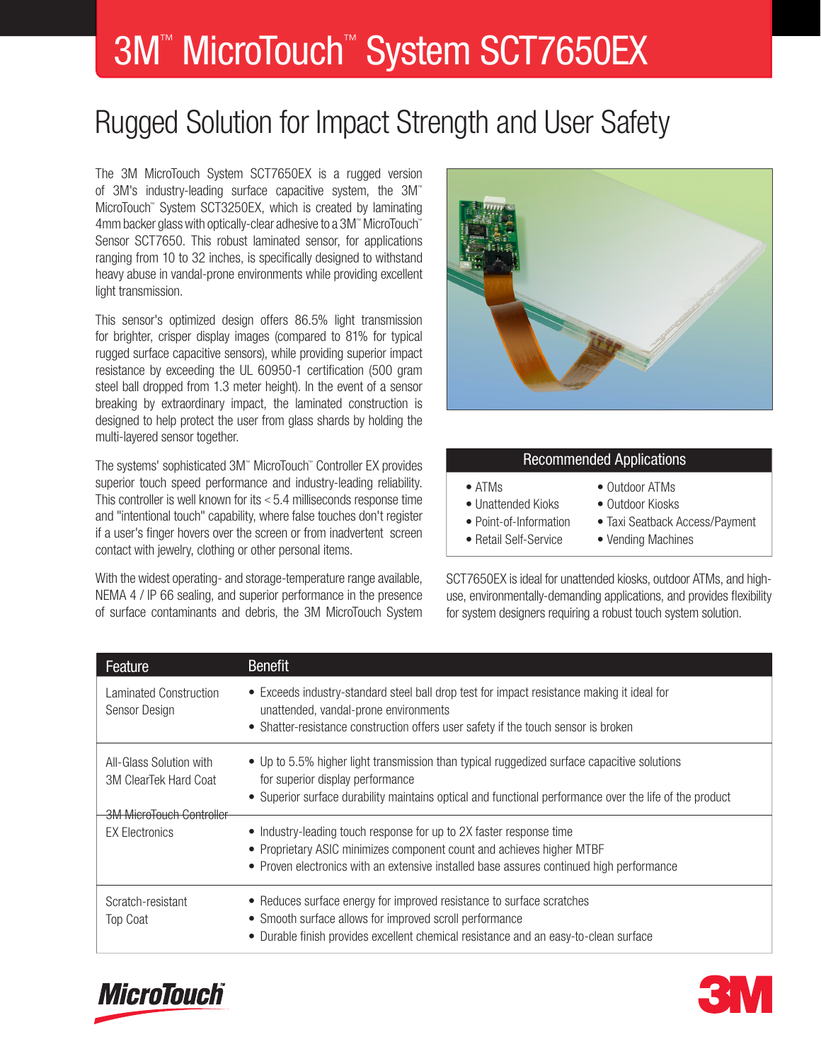# 3M™ MicroTouch™ System SCT7650EX

## Rugged Solution for Impact Strength and User Safety

The 3M MicroTouch System SCT7650EX is a rugged version of 3M's industry-leading surface capacitive system, the 3M™ MicroTouch™ System SCT3250EX, which is created by laminating 4mm backer glass with optically-clear adhesive to a 3M™ MicroTouch™ Sensor SCT7650. This robust laminated sensor, for applications ranging from 10 to 32 inches, is specifically designed to withstand heavy abuse in vandal-prone environments while providing excellent light transmission.

This sensor's optimized design offers 86.5% light transmission for brighter, crisper display images (compared to 81% for typical rugged surface capacitive sensors), while providing superior impact resistance by exceeding the UL 60950-1 certification (500 gram steel ball dropped from 1.3 meter height). In the event of a sensor breaking by extraordinary impact, the laminated construction is designed to help protect the user from glass shards by holding the multi-layered sensor together.

The systems' sophisticated 3M™ MicroTouch™ Controller EX provides superior touch speed performance and industry-leading reliability. This controller is well known for its < 5.4 milliseconds response time and "intentional touch" capability, where false touches don't register if a user's finger hovers over the screen or from inadvertent screen contact with jewelry, clothing or other personal items.

With the widest operating- and storage-temperature range available, NEMA 4 / IP 66 sealing, and superior performance in the presence of surface contaminants and debris, the 3M MicroTouch System SCT7650EX is ideal for unattended kiosks, outdoor ATMs, and high-use, environmentally-demanding applications, and provides flexibility for system designers requiring a robust touch system solution.

### Recommended Applications

- ATMs
- Unattended Kioks
- Point-of-Information
- Retail Self-Service
- Outdoor ATMs
- Outdoor Kiosks
- Taxi Seatback Access/Payment
- Vending Machines

| Feature | Benefit |
|---|---|
| Laminated Construction Sensor Design | • Exceeds industry-standard steel ball drop test for impact resistance making it ideal for unattended, vandal-prone environments<br>• Shatter-resistance construction offers user safety if the touch sensor is broken |
| All-Glass Solution with 3M ClearTek Hard Coat | • Up to 5.5% higher light transmission than typical ruggedized surface capacitive solutions for superior display performance<br>• Superior surface durability maintains optical and functional performance over the life of the product |
| 3M MicroTouch Controller EX Electronics | • Industry-leading touch response for up to 2X faster response time<br>• Proprietary ASIC minimizes component count and achieves higher MTBF<br>• Proven electronics with an extensive installed base assures continued high performance |
| Scratch-resistant Top Coat | • Reduces surface energy for improved resistance to surface scratches<br>• Smooth surface allows for improved scroll performance<br>• Durable finish provides excellent chemical resistance and an easy-to-clean surface |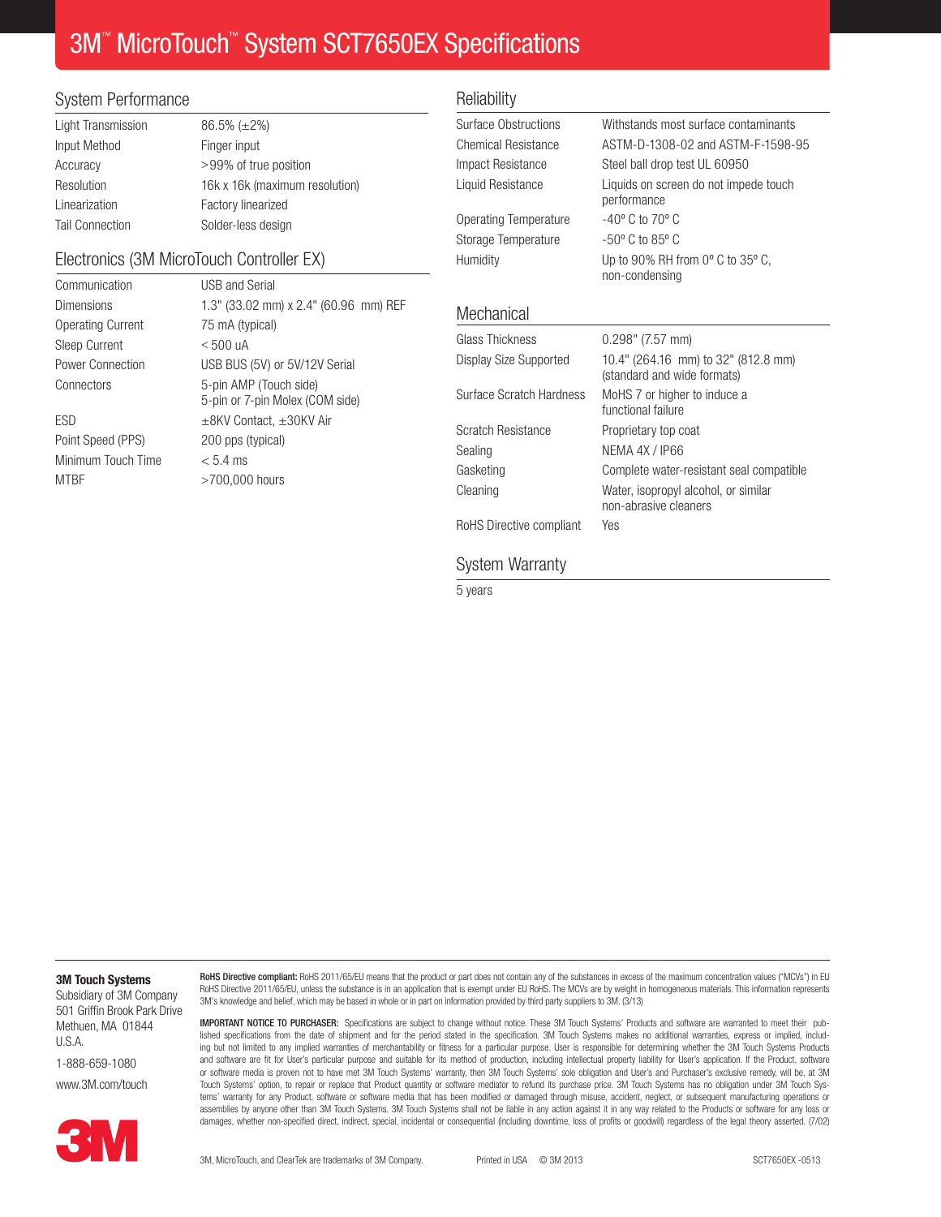# 3M™ MicroTouch™ System SCT7650EX Specifications

## System Performance

| | |
|---|---|
| Light Transmission | 86.5% (±2%) |
| Input Method | Finger input |
| Accuracy | >99% of true position |
| Resolution | 16k x 16k (maximum resolution) |
| Linearization | Factory linearized |
| Tail Connection | Solder-less design |

## Electronics (3M MicroTouch Controller EX)

| | |
|---|---|
| Communication | USB and Serial |
| Dimensions | 1.3" (33.02 mm) x 2.4" (60.96 mm) REF |
| Operating Current | 75 mA (typical) |
| Sleep Current | < 500 uA |
| Power Connection | USB BUS (5V) or 5V/12V Serial |
| Connectors | 5-pin AMP (Touch side)<br>5-pin or 7-pin Molex (COM side) |
| ESD | ±8KV Contact, ±30KV Air |
| Point Speed (PPS) | 200 pps (typical) |
| Minimum Touch Time | < 5.4 ms |
| MTBF | >700,000 hours |

## Reliability

| | |
|---|---|
| Surface Obstructions | Withstands most surface contaminants |
| Chemical Resistance | ASTM-D-1308-02 and ASTM-F-1598-95 |
| Impact Resistance | Steel ball drop test UL 60950 |
| Liquid Resistance | Liquids on screen do not impede touch performance |
| Operating Temperature | -40° C to 70° C |
| Storage Temperature | -50° C to 85° C |
| Humidity | Up to 90% RH from 0° C to 35° C, non-condensing |

## Mechanical

| | |
|---|---|
| Glass Thickness | 0.298" (7.57 mm) |
| Display Size Supported | 10.4" (264.16 mm) to 32" (812.8 mm) (standard and wide formats) |
| Surface Scratch Hardness | MoHS 7 or higher to induce a functional failure |
| Scratch Resistance | Proprietary top coat |
| Sealing | NEMA 4X / IP66 |
| Gasketing | Complete water-resistant seal compatible |
| Cleaning | Water, isopropyl alcohol, or similar non-abrasive cleaners |
| RoHS Directive compliant | Yes |

## System Warranty

5 years

**3M Touch Systems**
Subsidiary of 3M Company
501 Griffin Brook Park Drive
Methuen, MA 01844
U.S.A.

1-888-659-1080

www.3M.com/touch

**RoHS Directive compliant:** RoHS 2011/65/EU means that the product or part does not contain any of the substances in excess of the maximum concentration values ("MCVs") in EU RoHS Directive 2011/65/EU, unless the substance is in an application that is exempt under EU RoHS. The MCVs are by weight in homogeneous materials. This information represents 3M's knowledge and belief, which may be based in whole or in part on information provided by third party suppliers to 3M. (3/13)

**IMPORTANT NOTICE TO PURCHASER:** Specifications are subject to change without notice. These 3M Touch Systems' Products and software are warranted to meet their published specifications from the date of shipment and for the period stated in the specification. 3M Touch Systems makes no additional warranties, express or implied, including but not limited to any implied warranties of merchantability or fitness for a particular purpose. User is responsible for determining whether the 3M Touch Systems Products and software are fit for User's particular purpose and suitable for its method of production, including intellectual property liability for User's application. If the Product, software or software media is proven not to have met 3M Touch Systems' warranty, then 3M Touch Systems' sole obligation and User's and Purchaser's exclusive remedy, will be, at 3M Touch Systems' option, to repair or replace that Product quantity or software mediator to refund its purchase price. 3M Touch Systems has no obligation under 3M Touch Systems' warranty for any Product, software or software media that has been modified or damaged through misuse, accident, neglect, or subsequent manufacturing operations or assemblies by anyone other than 3M Touch Systems. 3M Touch Systems shall not be liable in any action against it in any way related to the Products or software for any loss or damages, whether non-specified direct, indirect, special, incidental or consequential (including downtime, loss of profits or goodwill) regardless of the legal theory asserted. (7/02)

3M

3M, MicroTouch, and ClearTek are trademarks of 3M Company. Printed in USA © 3M 2013 SCT7650EX -0513